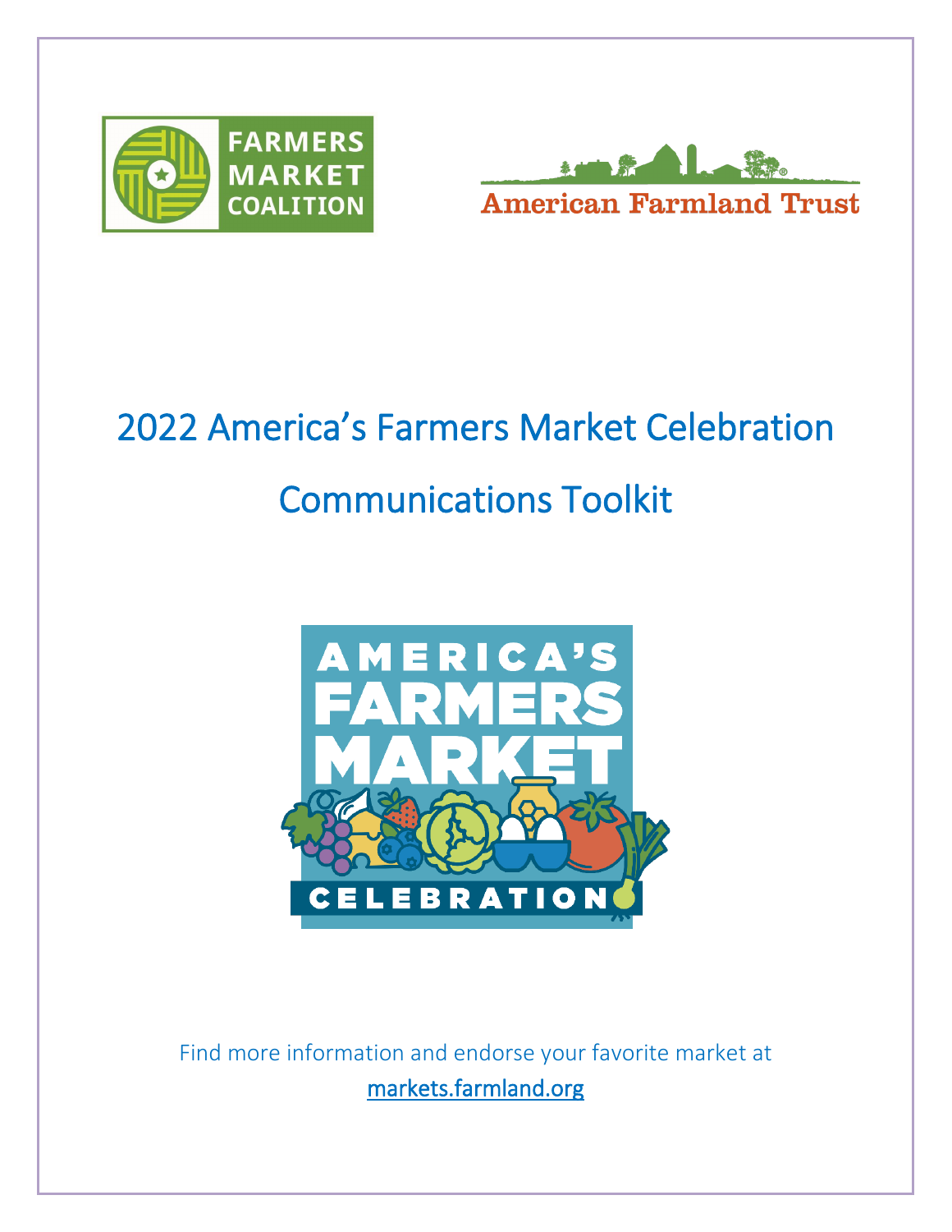# 2022 America's Farmers Market Celebration

# Communications Toolkit

Find more information and endorse your favorite market at

[markets.farmland.org](markets.farmland.org)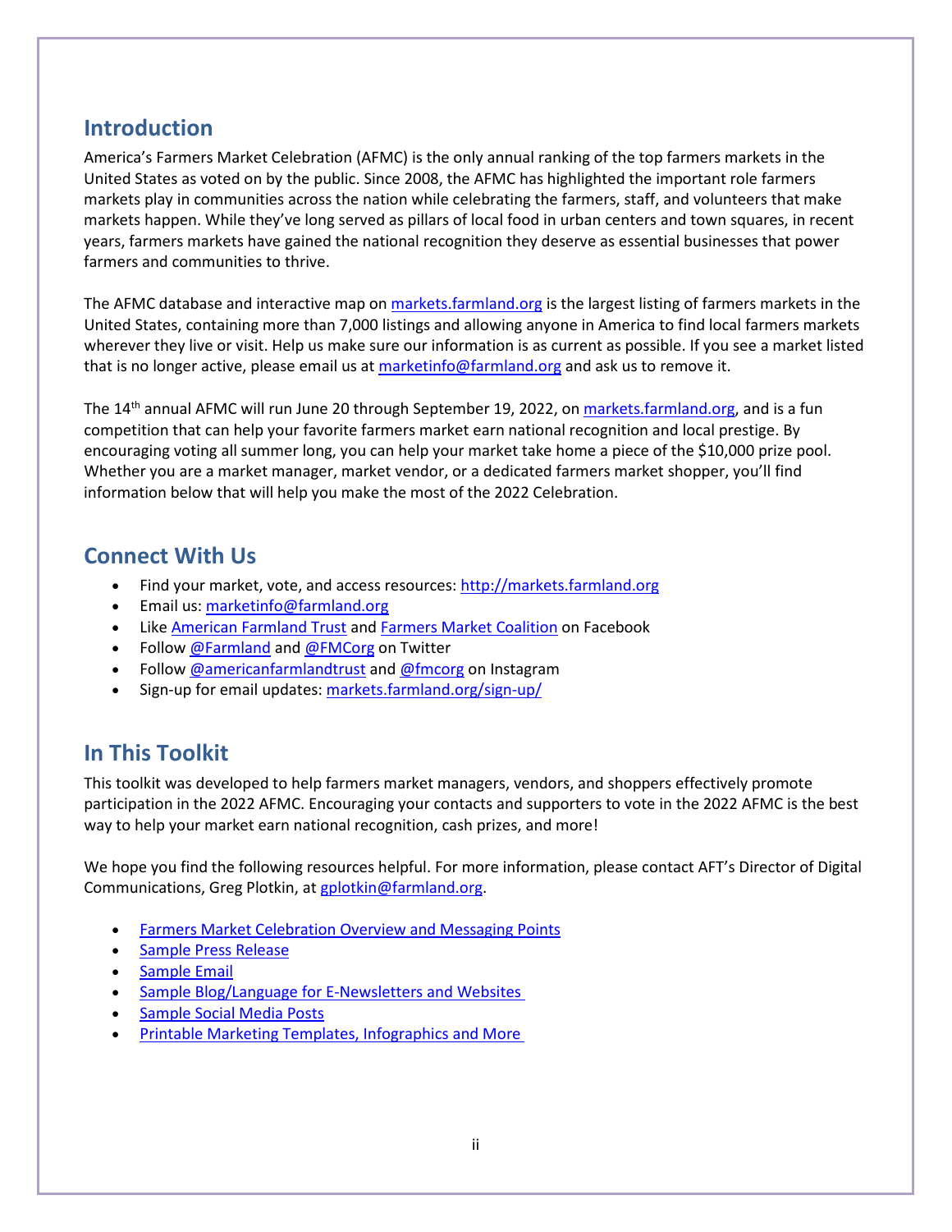## Introduction

America's Farmers Market Celebration (AFMC) is the only annual ranking of the top farmers markets in the United States as voted on by the public. Since 2008, the AFMC has highlighted the important role farmers markets play in communities across the nation while celebrating the farmers, staff, and volunteers that make markets happen. While they've long served as pillars of local food in urban centers and town squares, in recent years, farmers markets have gained the national recognition they deserve as essential businesses that power farmers and communities to thrive.

The AFMC database and interactive map on markets.farmland.org is the largest listing of farmers markets in the United States, containing more than 7,000 listings and allowing anyone in America to find local farmers markets wherever they live or visit. Help us make sure our information is as current as possible. If you see a market listed that is no longer active, please email us at marketinfo@farmland.org and ask us to remove it.

The 14th annual AFMC will run June 20 through September 19, 2022, on markets.farmland.org, and is a fun competition that can help your favorite farmers market earn national recognition and local prestige. By encouraging voting all summer long, you can help your market take home a piece of the $10,000 prize pool. Whether you are a market manager, market vendor, or a dedicated farmers market shopper, you'll find information below that will help you make the most of the 2022 Celebration.

## Connect With Us

- Find your market, vote, and access resources: http://markets.farmland.org
- Email us: marketinfo@farmland.org
- Like American Farmland Trust and Farmers Market Coalition on Facebook
- Follow @Farmland and @FMCorg on Twitter
- Follow @americanfarmlandtrust and @fmcorg on Instagram
- Sign-up for email updates: markets.farmland.org/sign-up/

## In This Toolkit

This toolkit was developed to help farmers market managers, vendors, and shoppers effectively promote participation in the 2022 AFMC. Encouraging your contacts and supporters to vote in the 2022 AFMC is the best way to help your market earn national recognition, cash prizes, and more!

We hope you find the following resources helpful. For more information, please contact AFT's Director of Digital Communications, Greg Plotkin, at gplotkin@farmland.org.

- Farmers Market Celebration Overview and Messaging Points
- Sample Press Release
- Sample Email
- Sample Blog/Language for E-Newsletters and Websites
- Sample Social Media Posts
- Printable Marketing Templates, Infographics and More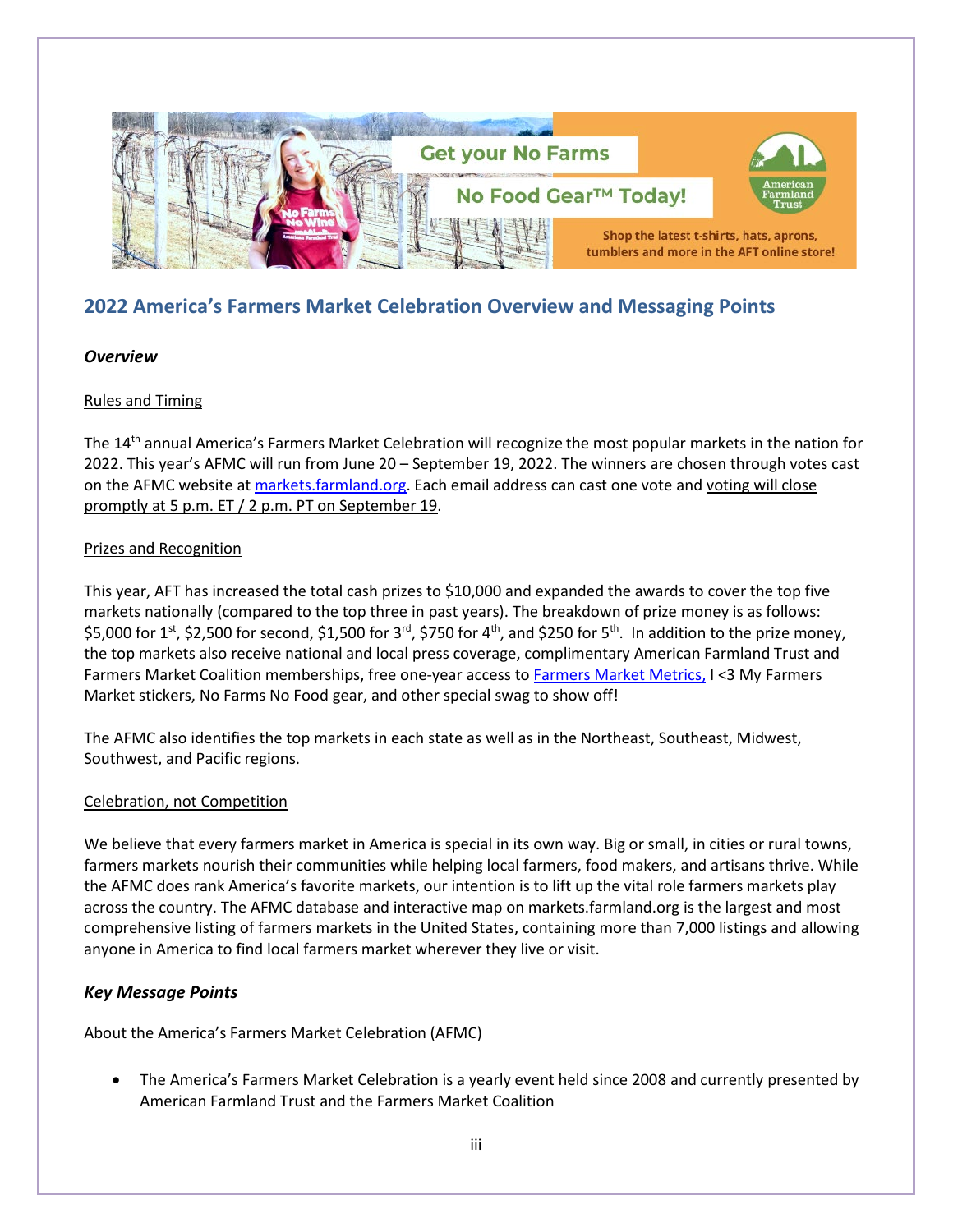## 2022 America's Farmers Market Celebration Overview and Messaging Points

### *Overview*

Rules and Timing

The 14th annual America's Farmers Market Celebration will recognize the most popular markets in the nation for 2022. This year's AFMC will run from June 20 – September 19, 2022. The winners are chosen through votes cast on the AFMC website at [markets.farmland.org](markets.farmland.org). Each email address can cast one vote and voting will close promptly at 5 p.m. ET / 2 p.m. PT on September 19.

Prizes and Recognition

This year, AFT has increased the total cash prizes to $10,000 and expanded the awards to cover the top five markets nationally (compared to the top three in past years). The breakdown of prize money is as follows: $5,000 for 1st, $2,500 for second, $1,500 for 3rd, $750 for 4th, and $250 for 5th. In addition to the prize money, the top markets also receive national and local press coverage, complimentary American Farmland Trust and Farmers Market Coalition memberships, free one-year access to Farmers Market Metrics, I <3 My Farmers Market stickers, No Farms No Food gear, and other special swag to show off!

The AFMC also identifies the top markets in each state as well as in the Northeast, Southeast, Midwest, Southwest, and Pacific regions.

Celebration, not Competition

We believe that every farmers market in America is special in its own way. Big or small, in cities or rural towns, farmers markets nourish their communities while helping local farmers, food makers, and artisans thrive. While the AFMC does rank America's favorite markets, our intention is to lift up the vital role farmers markets play across the country. The AFMC database and interactive map on markets.farmland.org is the largest and most comprehensive listing of farmers markets in the United States, containing more than 7,000 listings and allowing anyone in America to find local farmers market wherever they live or visit.

### *Key Message Points*

About the America's Farmers Market Celebration (AFMC)

- The America's Farmers Market Celebration is a yearly event held since 2008 and currently presented by American Farmland Trust and the Farmers Market Coalition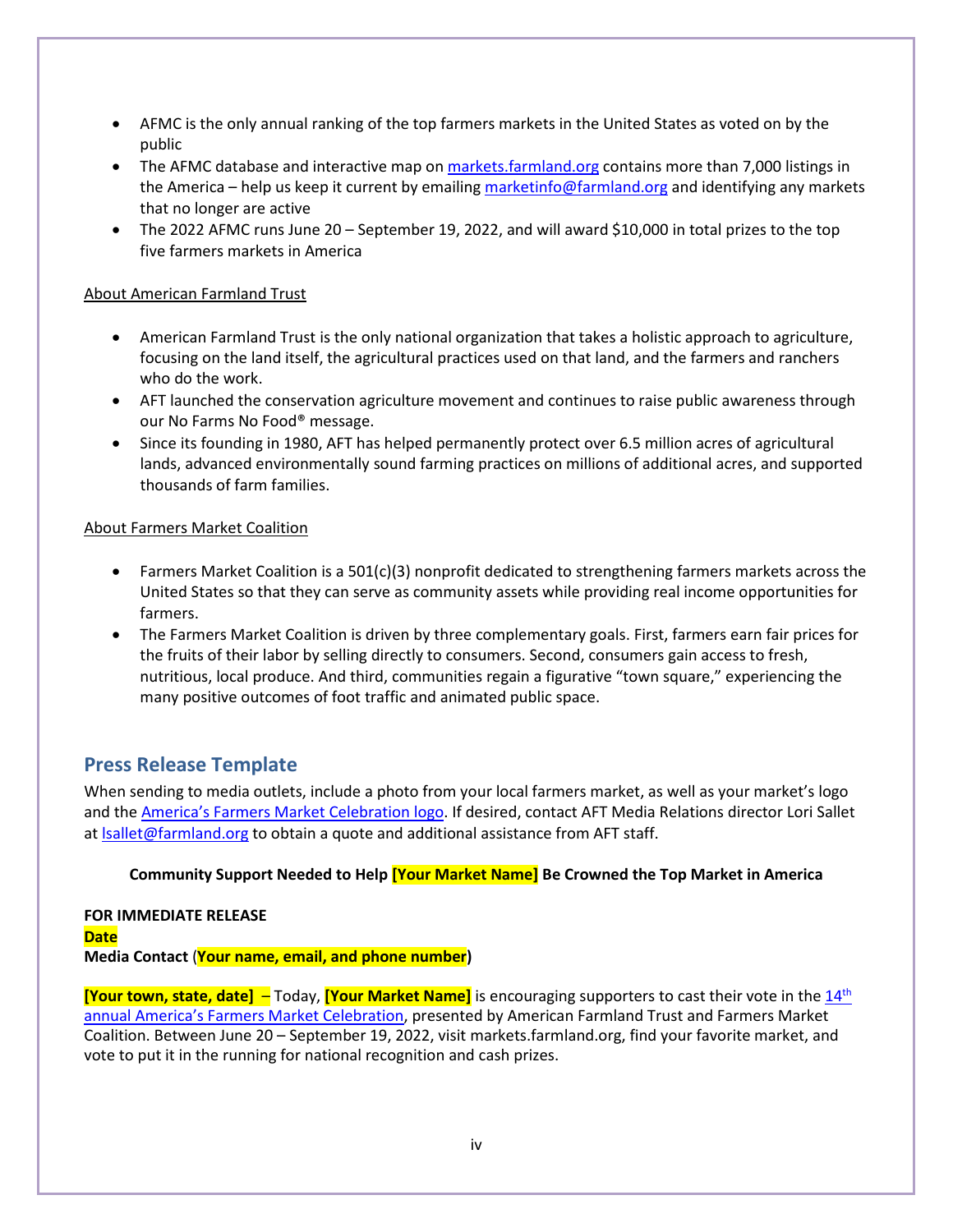- AFMC is the only annual ranking of the top farmers markets in the United States as voted on by the public
- The AFMC database and interactive map on [markets.farmland.org](markets.farmland.org) contains more than 7,000 listings in the America – help us keep it current by emailing [marketinfo@farmland.org](mailto:marketinfo@farmland.org) and identifying any markets that no longer are active
- The 2022 AFMC runs June 20 – September 19, 2022, and will award $10,000 in total prizes to the top five farmers markets in America

<u>About American Farmland Trust</u>

- American Farmland Trust is the only national organization that takes a holistic approach to agriculture, focusing on the land itself, the agricultural practices used on that land, and the farmers and ranchers who do the work.
- AFT launched the conservation agriculture movement and continues to raise public awareness through our No Farms No Food® message.
- Since its founding in 1980, AFT has helped permanently protect over 6.5 million acres of agricultural lands, advanced environmentally sound farming practices on millions of additional acres, and supported thousands of farm families.

<u>About Farmers Market Coalition</u>

- Farmers Market Coalition is a 501(c)(3) nonprofit dedicated to strengthening farmers markets across the United States so that they can serve as community assets while providing real income opportunities for farmers.
- The Farmers Market Coalition is driven by three complementary goals. First, farmers earn fair prices for the fruits of their labor by selling directly to consumers. Second, consumers gain access to fresh, nutritious, local produce. And third, communities regain a figurative "town square," experiencing the many positive outcomes of foot traffic and animated public space.

## Press Release Template

When sending to media outlets, include a photo from your local farmers market, as well as your market's logo and the [America's Farmers Market Celebration logo](). If desired, contact AFT Media Relations director Lori Sallet at [lsallet@farmland.org](mailto:lsallet@farmland.org) to obtain a quote and additional assistance from AFT staff.

**Community Support Needed to Help [Your Market Name] Be Crowned the Top Market in America**

**FOR IMMEDIATE RELEASE**
**Date**
**Media Contact (Your name, email, and phone number)**

**[Your town, state, date]** – Today, **[Your Market Name]** is encouraging supporters to cast their vote in the [14th annual America's Farmers Market Celebration](), presented by American Farmland Trust and Farmers Market Coalition. Between June 20 – September 19, 2022, visit markets.farmland.org, find your favorite market, and vote to put it in the running for national recognition and cash prizes.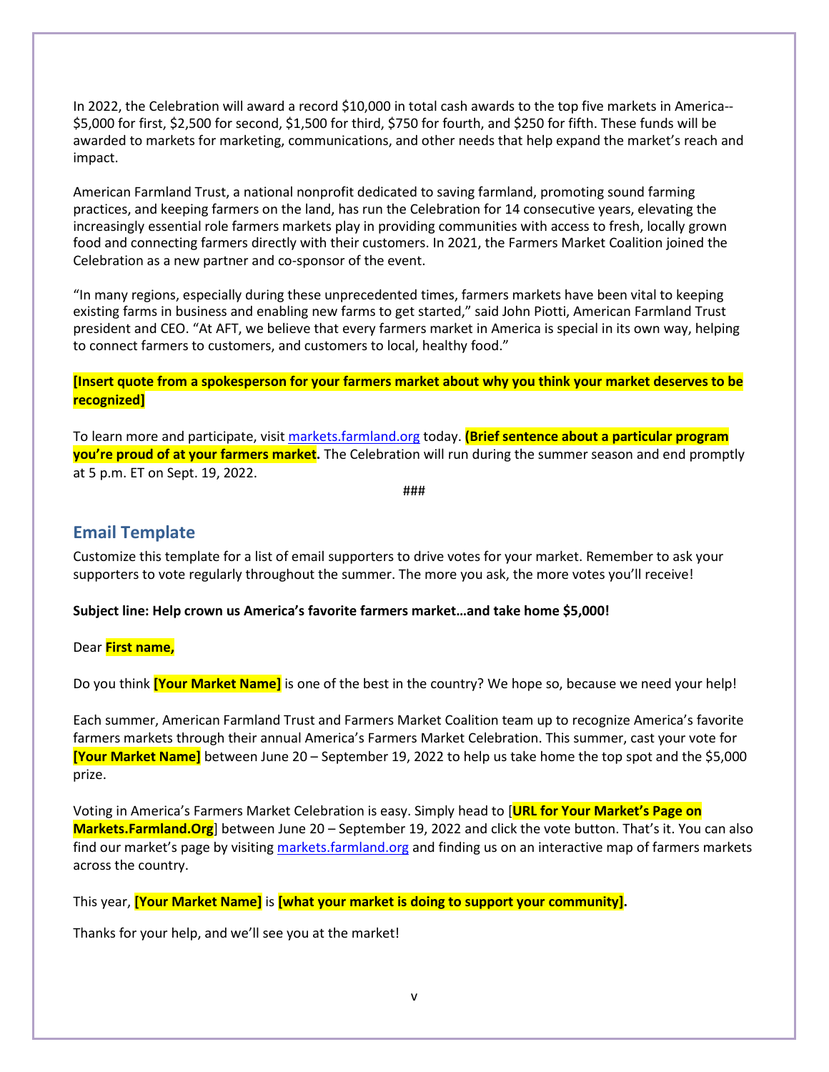In 2022, the Celebration will award a record $10,000 in total cash awards to the top five markets in America--$5,000 for first, $2,500 for second, $1,500 for third, $750 for fourth, and $250 for fifth. These funds will be awarded to markets for marketing, communications, and other needs that help expand the market's reach and impact.

American Farmland Trust, a national nonprofit dedicated to saving farmland, promoting sound farming practices, and keeping farmers on the land, has run the Celebration for 14 consecutive years, elevating the increasingly essential role farmers markets play in providing communities with access to fresh, locally grown food and connecting farmers directly with their customers. In 2021, the Farmers Market Coalition joined the Celebration as a new partner and co-sponsor of the event.

"In many regions, especially during these unprecedented times, farmers markets have been vital to keeping existing farms in business and enabling new farms to get started," said John Piotti, American Farmland Trust president and CEO. "At AFT, we believe that every farmers market in America is special in its own way, helping to connect farmers to customers, and customers to local, healthy food."

**[Insert quote from a spokesperson for your farmers market about why you think your market deserves to be recognized]**

To learn more and participate, visit markets.farmland.org today. **(Brief sentence about a particular program you're proud of at your farmers market.** The Celebration will run during the summer season and end promptly at 5 p.m. ET on Sept. 19, 2022.

###

## Email Template

Customize this template for a list of email supporters to drive votes for your market. Remember to ask your supporters to vote regularly throughout the summer. The more you ask, the more votes you'll receive!

**Subject line: Help crown us America's favorite farmers market…and take home $5,000!**

Dear **First name,**

Do you think **[Your Market Name]** is one of the best in the country? We hope so, because we need your help!

Each summer, American Farmland Trust and Farmers Market Coalition team up to recognize America's favorite farmers markets through their annual America's Farmers Market Celebration. This summer, cast your vote for **[Your Market Name]** between June 20 – September 19, 2022 to help us take home the top spot and the $5,000 prize.

Voting in America's Farmers Market Celebration is easy. Simply head to [**URL for Your Market's Page on Markets.Farmland.Org**] between June 20 – September 19, 2022 and click the vote button. That's it. You can also find our market's page by visiting markets.farmland.org and finding us on an interactive map of farmers markets across the country.

This year, **[Your Market Name]** is **[what your market is doing to support your community].**

Thanks for your help, and we'll see you at the market!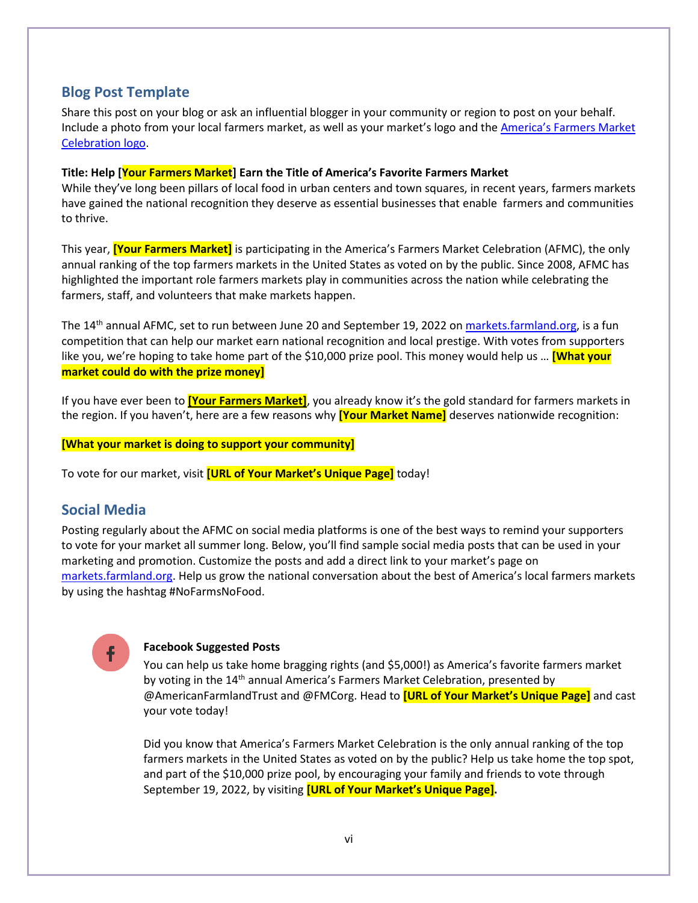## Blog Post Template

Share this post on your blog or ask an influential blogger in your community or region to post on your behalf. Include a photo from your local farmers market, as well as your market's logo and the [America's Farmers Market Celebration logo](#).

**Title: Help [Your Farmers Market] Earn the Title of America's Favorite Farmers Market**

While they've long been pillars of local food in urban centers and town squares, in recent years, farmers markets have gained the national recognition they deserve as essential businesses that enable farmers and communities to thrive.

This year, **[Your Farmers Market]** is participating in the America's Farmers Market Celebration (AFMC), the only annual ranking of the top farmers markets in the United States as voted on by the public. Since 2008, AFMC has highlighted the important role farmers markets play in communities across the nation while celebrating the farmers, staff, and volunteers that make markets happen.

The 14th annual AFMC, set to run between June 20 and September 19, 2022 on markets.farmland.org, is a fun competition that can help our market earn national recognition and local prestige. With votes from supporters like you, we're hoping to take home part of the $10,000 prize pool. This money would help us … **[What your market could do with the prize money]**

If you have ever been to **[Your Farmers Market]**, you already know it's the gold standard for farmers markets in the region. If you haven't, here are a few reasons why **[Your Market Name]** deserves nationwide recognition:

**[What your market is doing to support your community]**

To vote for our market, visit **[URL of Your Market's Unique Page]** today!

## Social Media

Posting regularly about the AFMC on social media platforms is one of the best ways to remind your supporters to vote for your market all summer long. Below, you'll find sample social media posts that can be used in your marketing and promotion. Customize the posts and add a direct link to your market's page on markets.farmland.org. Help us grow the national conversation about the best of America's local farmers markets by using the hashtag #NoFarmsNoFood.

**Facebook Suggested Posts**

You can help us take home bragging rights (and $5,000!) as America's favorite farmers market by voting in the 14th annual America's Farmers Market Celebration, presented by @AmericanFarmlandTrust and @FMCorg. Head to **[URL of Your Market's Unique Page]** and cast your vote today!

Did you know that America's Farmers Market Celebration is the only annual ranking of the top farmers markets in the United States as voted on by the public? Help us take home the top spot, and part of the $10,000 prize pool, by encouraging your family and friends to vote through September 19, 2022, by visiting **[URL of Your Market's Unique Page].**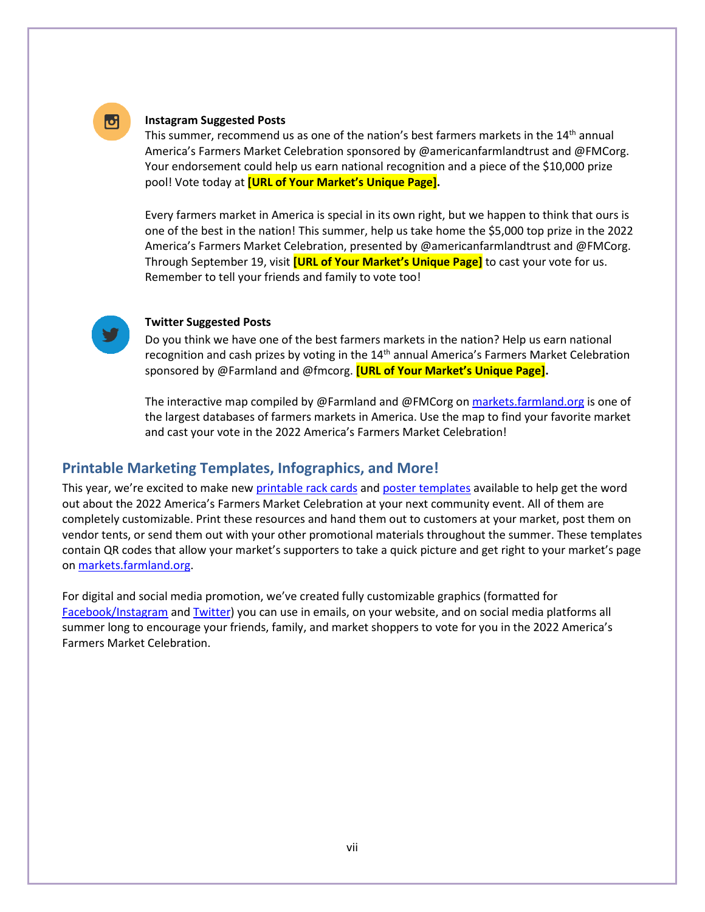**Instagram Suggested Posts**

This summer, recommend us as one of the nation's best farmers markets in the 14th annual America's Farmers Market Celebration sponsored by @americanfarmlandtrust and @FMCorg. Your endorsement could help us earn national recognition and a piece of the $10,000 prize pool! Vote today at **[URL of Your Market's Unique Page].**

Every farmers market in America is special in its own right, but we happen to think that ours is one of the best in the nation! This summer, help us take home the $5,000 top prize in the 2022 America's Farmers Market Celebration, presented by @americanfarmlandtrust and @FMCorg. Through September 19, visit **[URL of Your Market's Unique Page]** to cast your vote for us. Remember to tell your friends and family to vote too!

**Twitter Suggested Posts**

Do you think we have one of the best farmers markets in the nation? Help us earn national recognition and cash prizes by voting in the 14th annual America's Farmers Market Celebration sponsored by @Farmland and @fmcorg. **[URL of Your Market's Unique Page].**

The interactive map compiled by @Farmland and @FMCorg on markets.farmland.org is one of the largest databases of farmers markets in America. Use the map to find your favorite market and cast your vote in the 2022 America's Farmers Market Celebration!

## Printable Marketing Templates, Infographics, and More!

This year, we're excited to make new printable rack cards and poster templates available to help get the word out about the 2022 America's Farmers Market Celebration at your next community event. All of them are completely customizable. Print these resources and hand them out to customers at your market, post them on vendor tents, or send them out with your other promotional materials throughout the summer. These templates contain QR codes that allow your market's supporters to take a quick picture and get right to your market's page on markets.farmland.org.

For digital and social media promotion, we've created fully customizable graphics (formatted for Facebook/Instagram and Twitter) you can use in emails, on your website, and on social media platforms all summer long to encourage your friends, family, and market shoppers to vote for you in the 2022 America's Farmers Market Celebration.